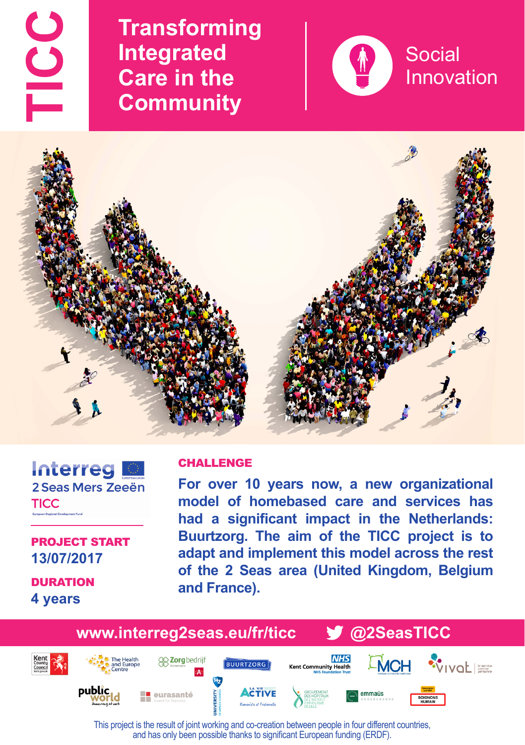# TICC

# Transforming Integrated Care in the Community

## Social Innovation

Interreg
2 Seas Mers Zeeën
TICC
European Regional Development Fund

**PROJECT START**
13/07/2017

**DURATION**
4 years

**CHALLENGE**

For over 10 years now, a new organizational model of homebased care and services has had a significant impact in the Netherlands: Buurtzorg. The aim of the TICC project is to adapt and implement this model across the rest of the 2 Seas area (United Kingdom, Belgium and France).

www.interreg2seas.eu/fr/ticc @2SeasTICC

Kent County Council · The Health and Europe Centre · Zorgbedrijf Antwerpen · BUURTZORG · NHS Kent Community Health NHS Foundation Trust · MCH · Vivat · public world · eurasanté · HZ University of Applied Sciences · La Vie Active · Groupement des Hôpitaux de l'Institut Catholique de Lille · emmaüs · Soignons Humain

This project is the result of joint working and co-creation between people in four different countries, and has only been possible thanks to significant European funding (ERDF).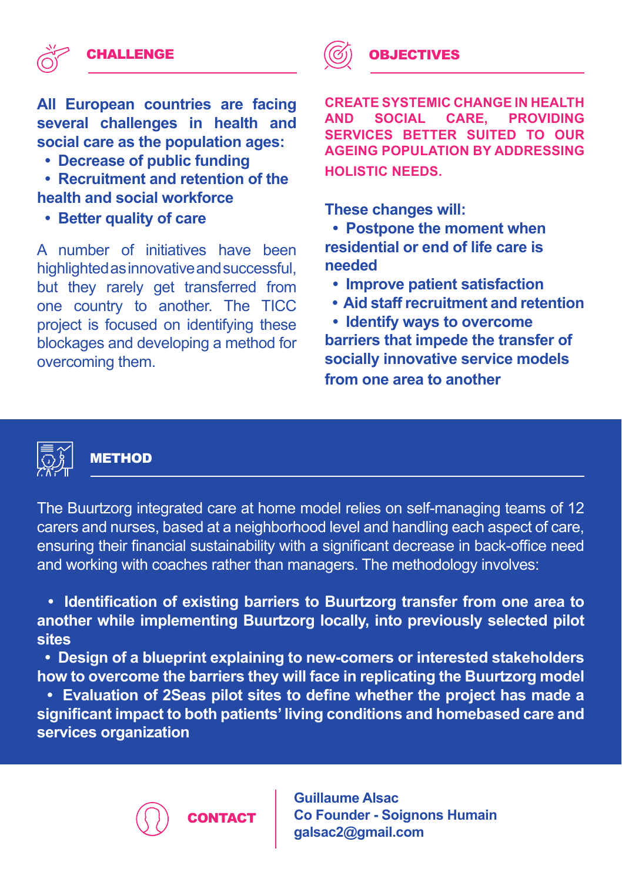## CHALLENGE

**All European countries are facing several challenges in health and social care as the population ages:**

- **Decrease of public funding**
- **Recruitment and retention of the health and social workforce**
- **Better quality of care**

A number of initiatives have been highlighted as innovative and successful, but they rarely get transferred from one country to another. The TICC project is focused on identifying these blockages and developing a method for overcoming them.

## OBJECTIVES

**CREATE SYSTEMIC CHANGE IN HEALTH AND SOCIAL CARE, PROVIDING SERVICES BETTER SUITED TO OUR AGEING POPULATION BY ADDRESSING HOLISTIC NEEDS.**

**These changes will:**

- **Postpone the moment when residential or end of life care is needed**
- **Improve patient satisfaction**
- **Aid staff recruitment and retention**
- **Identify ways to overcome barriers that impede the transfer of socially innovative service models from one area to another**

## METHOD

The Buurtzorg integrated care at home model relies on self-managing teams of 12 carers and nurses, based at a neighborhood level and handling each aspect of care, ensuring their financial sustainability with a significant decrease in back-office need and working with coaches rather than managers. The methodology involves:

- **Identification of existing barriers to Buurtzorg transfer from one area to another while implementing Buurtzorg locally, into previously selected pilot sites**
- **Design of a blueprint explaining to new-comers or interested stakeholders how to overcome the barriers they will face in replicating the Buurtzorg model**
- **Evaluation of 2Seas pilot sites to define whether the project has made a significant impact to both patients' living conditions and homebased care and services organization**

## CONTACT

**Guillaume Alsac**
**Co Founder - Soignons Humain**
**galsac2@gmail.com**